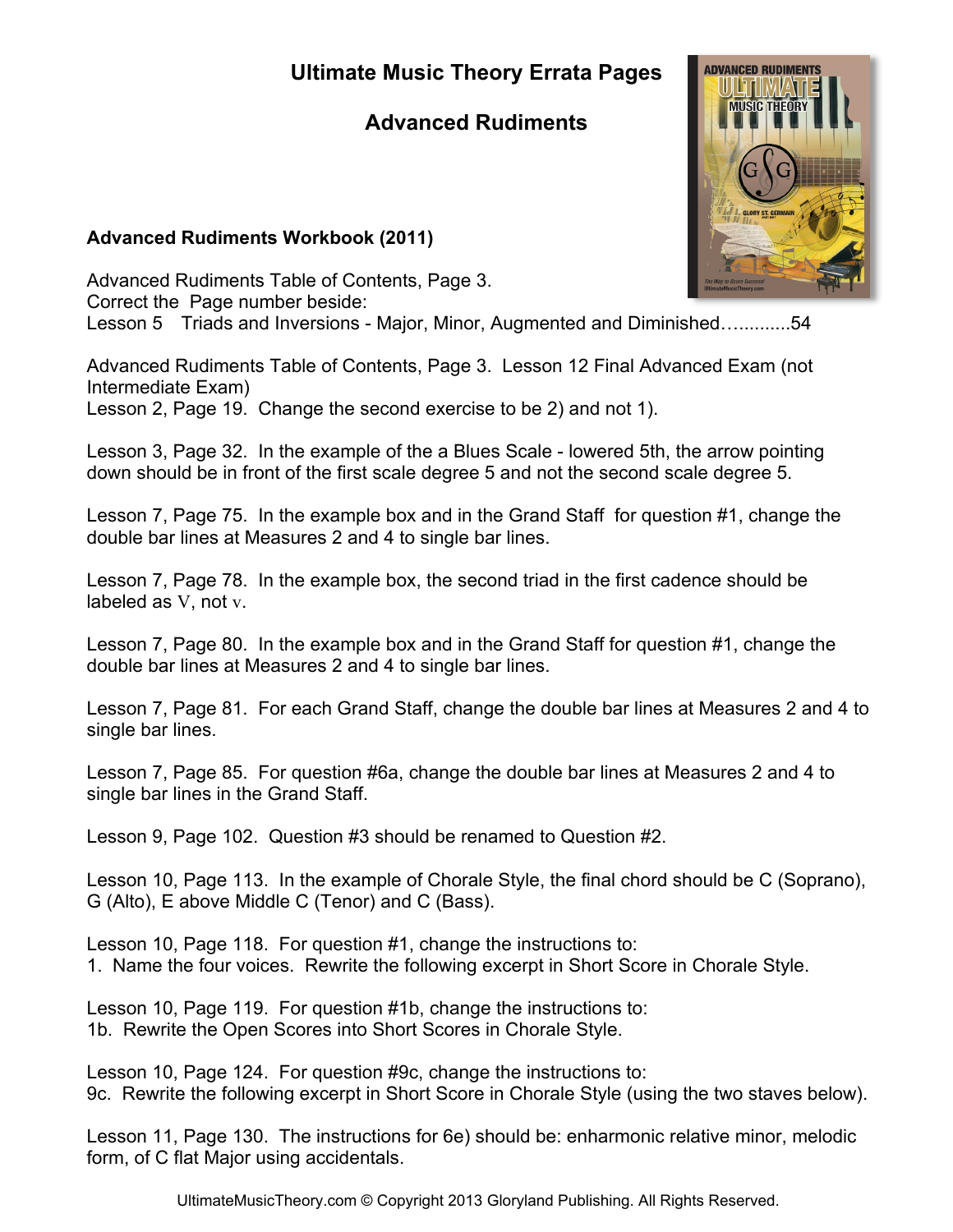# Ultimate Music Theory Errata Pages

## Advanced Rudiments

**Advanced Rudiments Workbook (2011)**

Advanced Rudiments Table of Contents, Page 3.
Correct the Page number beside:
Lesson 5 Triads and Inversions - Major, Minor, Augmented and Diminished…...........54

Advanced Rudiments Table of Contents, Page 3. Lesson 12 Final Advanced Exam (not Intermediate Exam)
Lesson 2, Page 19. Change the second exercise to be 2) and not 1).

Lesson 3, Page 32. In the example of the a Blues Scale - lowered 5th, the arrow pointing down should be in front of the first scale degree 5 and not the second scale degree 5.

Lesson 7, Page 75. In the example box and in the Grand Staff for question #1, change the double bar lines at Measures 2 and 4 to single bar lines.

Lesson 7, Page 78. In the example box, the second triad in the first cadence should be labeled as V, not v.

Lesson 7, Page 80. In the example box and in the Grand Staff for question #1, change the double bar lines at Measures 2 and 4 to single bar lines.

Lesson 7, Page 81. For each Grand Staff, change the double bar lines at Measures 2 and 4 to single bar lines.

Lesson 7, Page 85. For question #6a, change the double bar lines at Measures 2 and 4 to single bar lines in the Grand Staff.

Lesson 9, Page 102. Question #3 should be renamed to Question #2.

Lesson 10, Page 113. In the example of Chorale Style, the final chord should be C (Soprano), G (Alto), E above Middle C (Tenor) and C (Bass).

Lesson 10, Page 118. For question #1, change the instructions to:
1. Name the four voices. Rewrite the following excerpt in Short Score in Chorale Style.

Lesson 10, Page 119. For question #1b, change the instructions to:
1b. Rewrite the Open Scores into Short Scores in Chorale Style.

Lesson 10, Page 124. For question #9c, change the instructions to:
9c. Rewrite the following excerpt in Short Score in Chorale Style (using the two staves below).

Lesson 11, Page 130. The instructions for 6e) should be: enharmonic relative minor, melodic form, of C flat Major using accidentals.

UltimateMusicTheory.com © Copyright 2013 Gloryland Publishing. All Rights Reserved.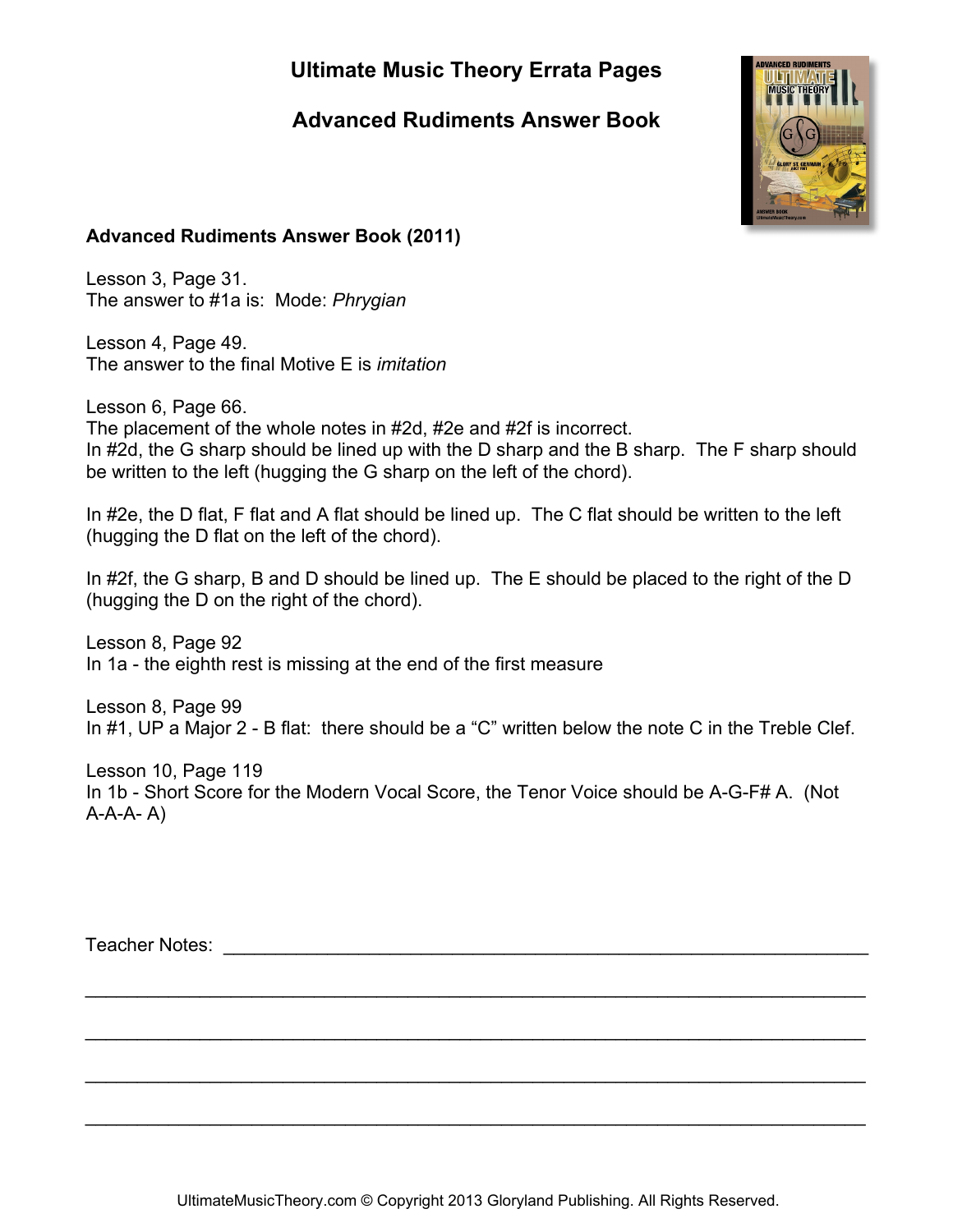# Ultimate Music Theory Errata Pages

## Advanced Rudiments Answer Book

**Advanced Rudiments Answer Book (2011)**

Lesson 3, Page 31.
The answer to #1a is: Mode: *Phrygian*

Lesson 4, Page 49.
The answer to the final Motive E is *imitation*

Lesson 6, Page 66.
The placement of the whole notes in #2d, #2e and #2f is incorrect.
In #2d, the G sharp should be lined up with the D sharp and the B sharp. The F sharp should be written to the left (hugging the G sharp on the left of the chord).

In #2e, the D flat, F flat and A flat should be lined up. The C flat should be written to the left (hugging the D flat on the left of the chord).

In #2f, the G sharp, B and D should be lined up. The E should be placed to the right of the D (hugging the D on the right of the chord).

Lesson 8, Page 92
In 1a - the eighth rest is missing at the end of the first measure

Lesson 8, Page 99
In #1, UP a Major 2 - B flat: there should be a "C" written below the note C in the Treble Clef.

Lesson 10, Page 119
In 1b - Short Score for the Modern Vocal Score, the Tenor Voice should be A-G-F# A. (Not A-A-A- A)

Teacher Notes: ______________________________________________________________

________________________________________________________________________

________________________________________________________________________

________________________________________________________________________

________________________________________________________________________

UltimateMusicTheory.com © Copyright 2013 Gloryland Publishing. All Rights Reserved.